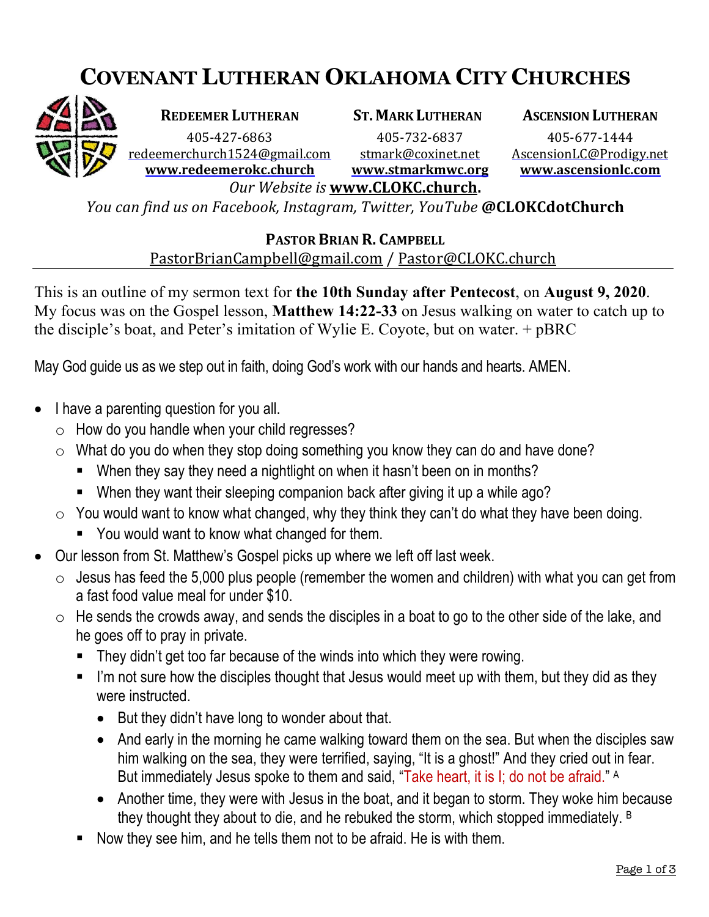# COVENANT LUTHERAN OKLAHOMA CITY CHURCHES

| **REDEEMER LUTHERAN** | **ST. MARK LUTHERAN** | **ASCENSION LUTHERAN** |
|---|---|---|
| 405-427-6863 | 405-732-6837 | 405-677-1444 |
| redeemerchurch1524@gmail.com | stmark@coxinet.net | AscensionLC@Prodigy.net |
| **www.redeemerokc.church** | **www.stmarkmwc.org** | **www.ascensionlc.com** |

*Our Website is* **www.CLOKC.church.**

*You can find us on Facebook, Instagram, Twitter, YouTube* **@CLOKCdotChurch**

**PASTOR BRIAN R. CAMPBELL**
PastorBrianCampbell@gmail.com / Pastor@CLOKC.church

---

This is an outline of my sermon text for **the 10th Sunday after Pentecost**, on **August 9, 2020**. My focus was on the Gospel lesson, **Matthew 14:22-33** on Jesus walking on water to catch up to the disciple's boat, and Peter's imitation of Wylie E. Coyote, but on water. + pBRC

May God guide us as we step out in faith, doing God's work with our hands and hearts. AMEN.

- I have a parenting question for you all.
  - How do you handle when your child regresses?
  - What do you do when they stop doing something you know they can do and have done?
    - When they say they need a nightlight on when it hasn't been on in months?
    - When they want their sleeping companion back after giving it up a while ago?
  - You would want to know what changed, why they think they can't do what they have been doing.
    - You would want to know what changed for them.
- Our lesson from St. Matthew's Gospel picks up where we left off last week.
  - Jesus has feed the 5,000 plus people (remember the women and children) with what you can get from a fast food value meal for under $10.
  - He sends the crowds away, and sends the disciples in a boat to go to the other side of the lake, and he goes off to pray in private.
    - They didn't get too far because of the winds into which they were rowing.
    - I'm not sure how the disciples thought that Jesus would meet up with them, but they did as they were instructed.
      - But they didn't have long to wonder about that.
      - And early in the morning he came walking toward them on the sea. But when the disciples saw him walking on the sea, they were terrified, saying, "It is a ghost!" And they cried out in fear. But immediately Jesus spoke to them and said, "Take heart, it is I; do not be afraid." [A]
      - Another time, they were with Jesus in the boat, and it began to storm. They woke him because they thought they about to die, and he rebuked the storm, which stopped immediately. [B]
    - Now they see him, and he tells them not to be afraid. He is with them.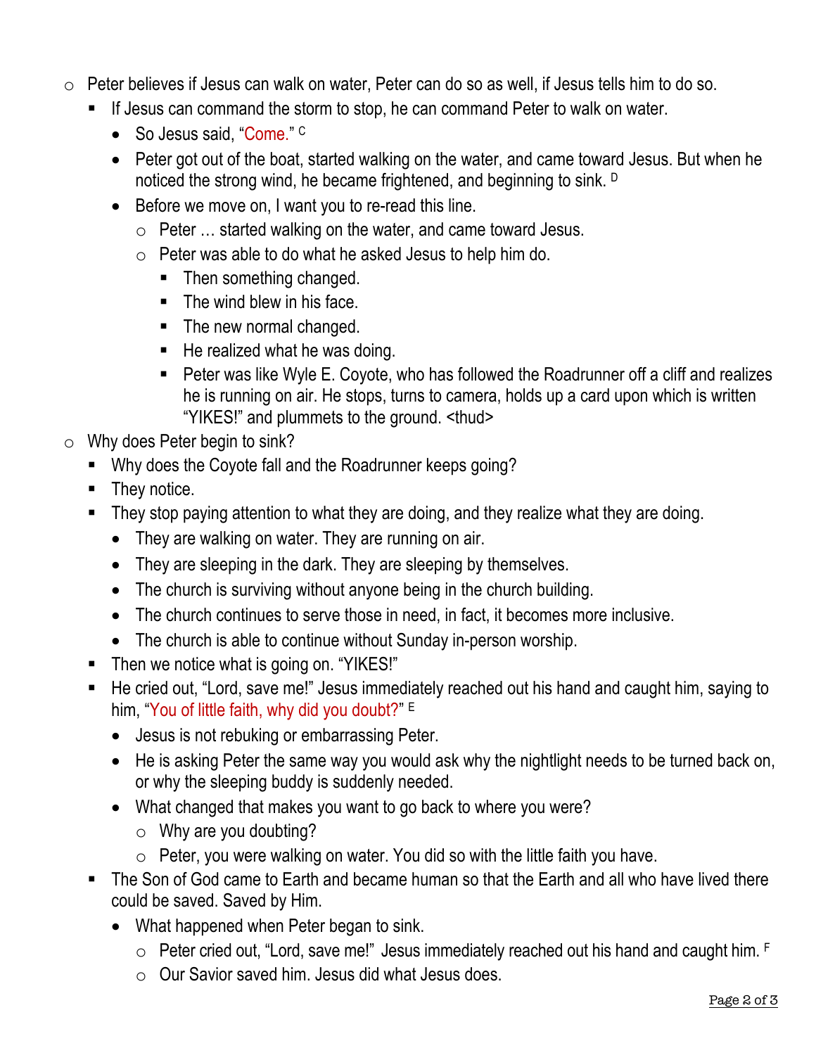- Peter believes if Jesus can walk on water, Peter can do so as well, if Jesus tells him to do so.
  - If Jesus can command the storm to stop, he can command Peter to walk on water.
    - So Jesus said, "Come." [C]
    - Peter got out of the boat, started walking on the water, and came toward Jesus. But when he noticed the strong wind, he became frightened, and beginning to sink. [D]
    - Before we move on, I want you to re-read this line.
      - Peter … started walking on the water, and came toward Jesus.
      - Peter was able to do what he asked Jesus to help him do.
        - Then something changed.
        - The wind blew in his face.
        - The new normal changed.
        - He realized what he was doing.
        - Peter was like Wyle E. Coyote, who has followed the Roadrunner off a cliff and realizes he is running on air. He stops, turns to camera, holds up a card upon which is written "YIKES!" and plummets to the ground. <thud>
- Why does Peter begin to sink?
  - Why does the Coyote fall and the Roadrunner keeps going?
  - They notice.
  - They stop paying attention to what they are doing, and they realize what they are doing.
    - They are walking on water. They are running on air.
    - They are sleeping in the dark. They are sleeping by themselves.
    - The church is surviving without anyone being in the church building.
    - The church continues to serve those in need, in fact, it becomes more inclusive.
    - The church is able to continue without Sunday in-person worship.
  - Then we notice what is going on. "YIKES!"
  - He cried out, "Lord, save me!" Jesus immediately reached out his hand and caught him, saying to him, "You of little faith, why did you doubt?" [E]
    - Jesus is not rebuking or embarrassing Peter.
    - He is asking Peter the same way you would ask why the nightlight needs to be turned back on, or why the sleeping buddy is suddenly needed.
    - What changed that makes you want to go back to where you were?
      - Why are you doubting?
      - Peter, you were walking on water. You did so with the little faith you have.
  - The Son of God came to Earth and became human so that the Earth and all who have lived there could be saved. Saved by Him.
    - What happened when Peter began to sink.
      - Peter cried out, "Lord, save me!" Jesus immediately reached out his hand and caught him. [F]
      - Our Savior saved him. Jesus did what Jesus does.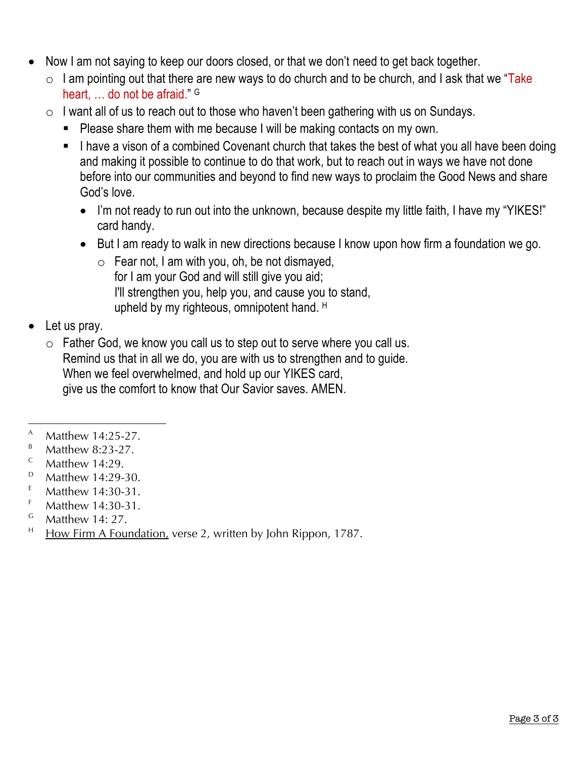- Now I am not saying to keep our doors closed, or that we don't need to get back together.
  - I am pointing out that there are new ways to do church and to be church, and I ask that we "Take heart, … do not be afraid." [G]
  - I want all of us to reach out to those who haven't been gathering with us on Sundays.
    - Please share them with me because I will be making contacts on my own.
    - I have a vison of a combined Covenant church that takes the best of what you all have been doing and making it possible to continue to do that work, but to reach out in ways we have not done before into our communities and beyond to find new ways to proclaim the Good News and share God's love.
      - I'm not ready to run out into the unknown, because despite my little faith, I have my "YIKES!" card handy.
      - But I am ready to walk in new directions because I know upon how firm a foundation we go.
        - Fear not, I am with you, oh, be not dismayed,  
          for I am your God and will still give you aid;  
          I'll strengthen you, help you, and cause you to stand,  
          upheld by my righteous, omnipotent hand. [H]
- Let us pray.
  - Father God, we know you call us to step out to serve where you call us.  
    Remind us that in all we do, you are with us to strengthen and to guide.  
    When we feel overwhelmed, and hold up our YIKES card,  
    give us the comfort to know that Our Savior saves. AMEN.

---

[A] Matthew 14:25-27.  
[B] Matthew 8:23-27.  
[C] Matthew 14:29.  
[D] Matthew 14:29-30.  
[E] Matthew 14:30-31.  
[F] Matthew 14:30-31.  
[G] Matthew 14: 27.  
[H] How Firm A Foundation, verse 2, written by John Rippon, 1787.